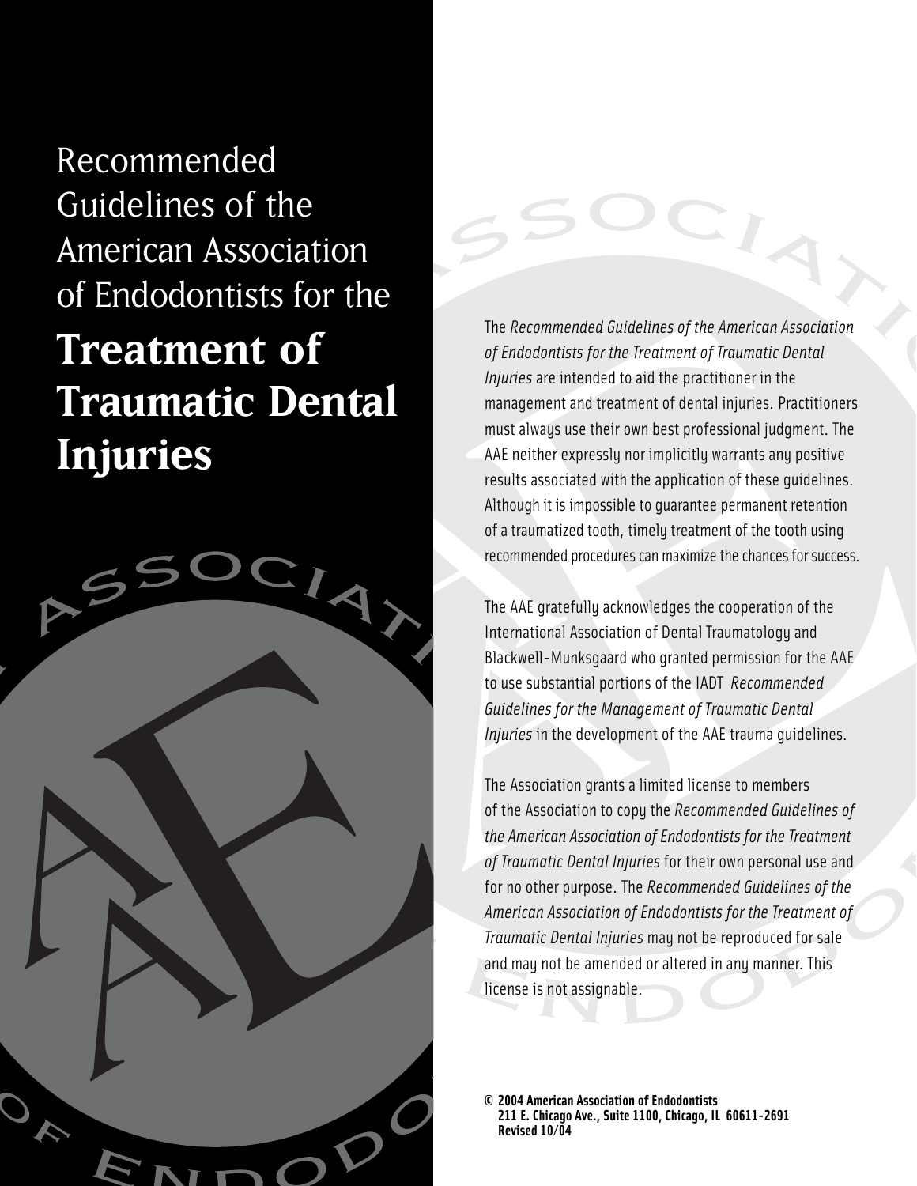# Recommended Guidelines of the American Association of Endodontists for the **Treatment of Traumatic Dental Injuries**

The *Recommended Guidelines of the American Association of Endodontists for the Treatment of Traumatic Dental Injuries* are intended to aid the practitioner in the management and treatment of dental injuries. Practitioners must always use their own best professional judgment. The AAE neither expressly nor implicitly warrants any positive results associated with the application of these guidelines. Although it is impossible to guarantee permanent retention of a traumatized tooth, timely treatment of the tooth using recommended procedures can maximize the chances for success.

The AAE gratefully acknowledges the cooperation of the International Association of Dental Traumatology and Blackwell-Munksgaard who granted permission for the AAE to use substantial portions of the IADT *Recommended Guidelines for the Management of Traumatic Dental Injuries* in the development of the AAE trauma guidelines.

The Association grants a limited license to members of the Association to copy the *Recommended Guidelines of the American Association of Endodontists for the Treatment of Traumatic Dental Injuries* for their own personal use and for no other purpose. The *Recommended Guidelines of the American Association of Endodontists for the Treatment of Traumatic Dental Injuries* may not be reproduced for sale and may not be amended or altered in any manner. This license is not assignable.

**© 2004 American Association of Endodontists**
**211 E. Chicago Ave., Suite 1100, Chicago, IL 60611-2691**
**Revised 10/04**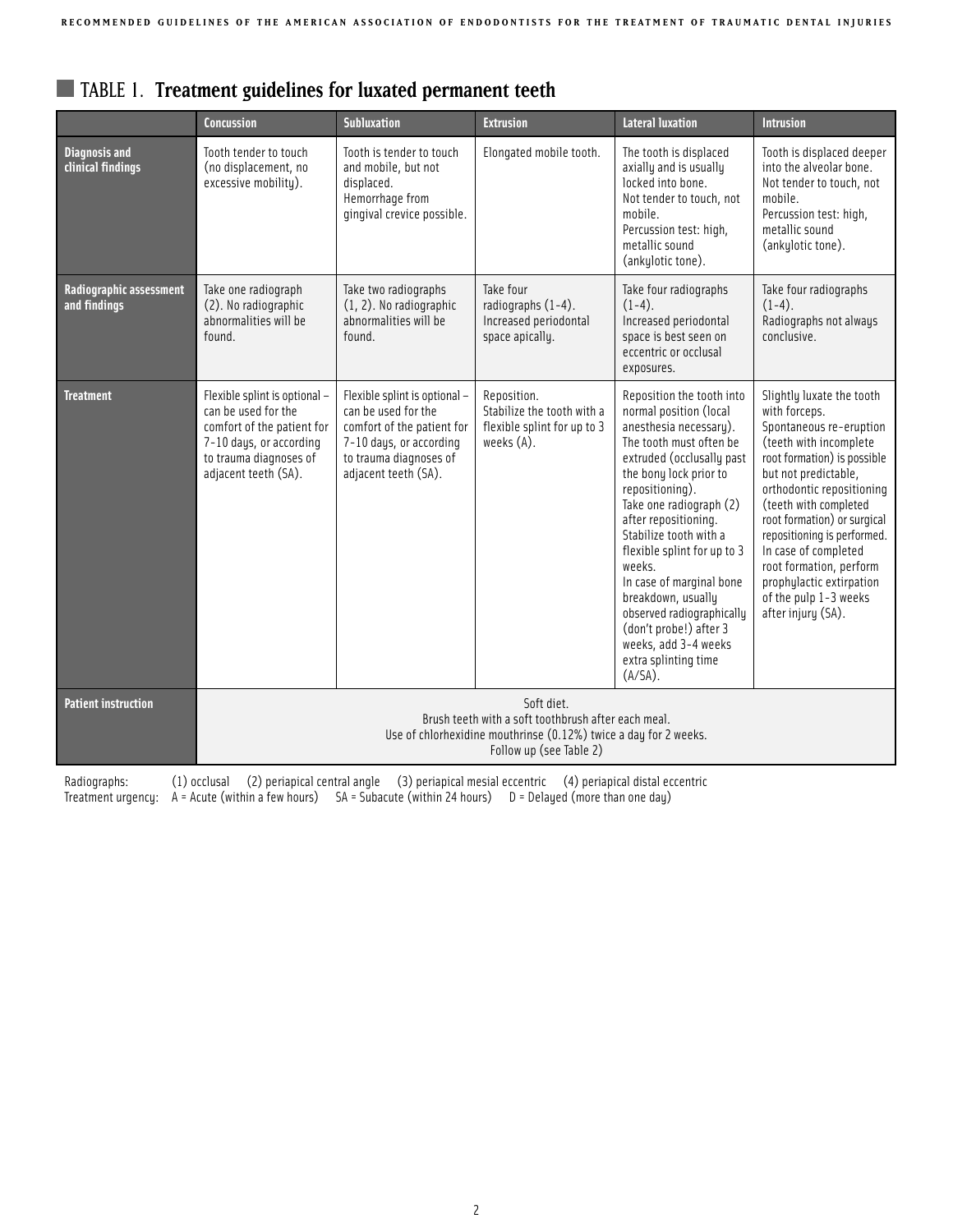## TABLE 1. **Treatment guidelines for luxated permanent teeth**

| | Concussion | Subluxation | Extrusion | Lateral luxation | Intrusion |
|---|---|---|---|---|---|
| **Diagnosis and clinical findings** | Tooth tender to touch (no displacement, no excessive mobility). | Tooth is tender to touch and mobile, but not displaced. Hemorrhage from gingival crevice possible. | Elongated mobile tooth. | The tooth is displaced axially and is usually locked into bone. Not tender to touch, not mobile. Percussion test: high, metallic sound (ankylotic tone). | Tooth is displaced deeper into the alveolar bone. Not tender to touch, not mobile. Percussion test: high, metallic sound (ankylotic tone). |
| **Radiographic assessment and findings** | Take one radiograph (2). No radiographic abnormalities will be found. | Take two radiographs (1, 2). No radiographic abnormalities will be found. | Take four radiographs (1-4). Increased periodontal space apically. | Take four radiographs (1-4). Increased periodontal space is best seen on eccentric or occlusal exposures. | Take four radiographs (1-4). Radiographs not always conclusive. |
| **Treatment** | Flexible splint is optional – can be used for the comfort of the patient for 7-10 days, or according to trauma diagnoses of adjacent teeth (SA). | Flexible splint is optional – can be used for the comfort of the patient for 7-10 days, or according to trauma diagnoses of adjacent teeth (SA). | Reposition. Stabilize the tooth with a flexible splint for up to 3 weeks (A). | Reposition the tooth into normal position (local anesthesia necessary). The tooth must often be extruded (occlusally past the bony lock prior to repositioning). Take one radiograph (2) after repositioning. Stabilize tooth with a flexible splint for up to 3 weeks. In case of marginal bone breakdown, usually observed radiographically (don't probe!) after 3 weeks, add 3-4 weeks extra splinting time (A/SA). | Slightly luxate the tooth with forceps. Spontaneous re-eruption (teeth with incomplete root formation) is possible but not predictable, orthodontic repositioning (teeth with completed root formation) or surgical repositioning is performed. In case of completed root formation, perform prophylactic extirpation of the pulp 1-3 weeks after injury (SA). |
| **Patient instruction** | Soft diet. Brush teeth with a soft toothbrush after each meal. Use of chlorhexidine mouthrinse (0.12%) twice a day for 2 weeks. Follow up (see Table 2) | | | | |

Radiographs: (1) occlusal (2) periapical central angle (3) periapical mesial eccentric (4) periapical distal eccentric
Treatment urgency: A = Acute (within a few hours) SA = Subacute (within 24 hours) D = Delayed (more than one day)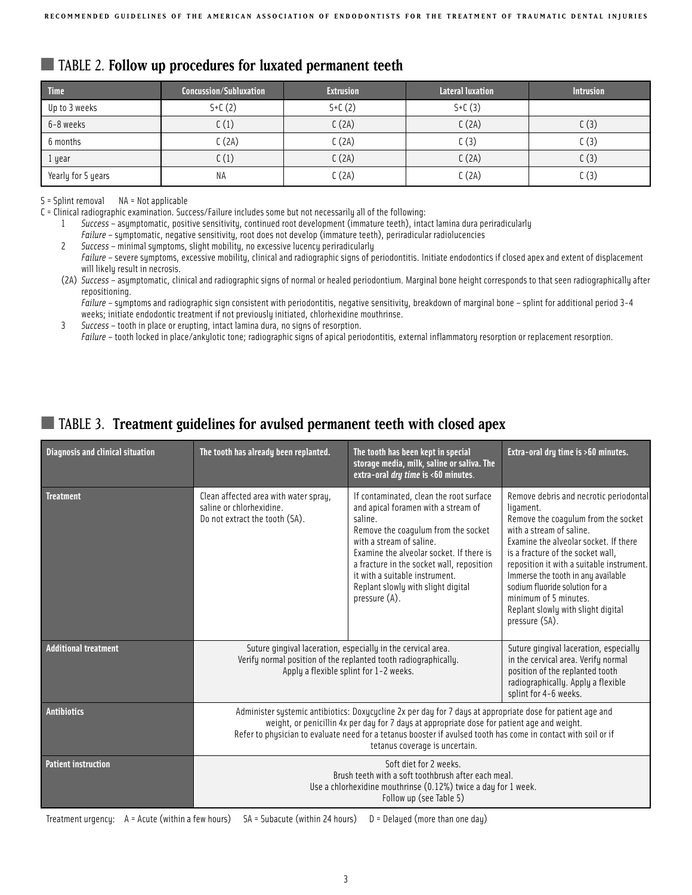## TABLE 2. Follow up procedures for luxated permanent teeth

| Time | Concussion/Subluxation | Extrusion | Lateral luxation | Intrusion |
|---|---|---|---|---|
| Up to 3 weeks | S+C (2) | S+C (2) | S+C (3) | |
| 6-8 weeks | C (1) | C (2A) | C (2A) | C (3) |
| 6 months | C (2A) | C (2A) | C (3) | C (3) |
| 1 year | C (1) | C (2A) | C (2A) | C (3) |
| Yearly for 5 years | NA | C (2A) | C (2A) | C (3) |

S = Splint removal    NA = Not applicable

C = Clinical radiographic examination. Success/Failure includes some but not necessarily all of the following:

1. *Success* – asymptomatic, positive sensitivity, continued root development (immature teeth), intact lamina dura periradicularly
   *Failure* – symptomatic, negative sensitivity, root does not develop (immature teeth), periradicular radiolucencies
2. *Success* – minimal symptoms, slight mobility, no excessive lucency periradicularly
   *Failure* – severe symptoms, excessive mobility, clinical and radiographic signs of periodontitis. Initiate endodontics if closed apex and extent of displacement will likely result in necrosis.

(2A) *Success* – asymptomatic, clinical and radiographic signs of normal or healed periodontium. Marginal bone height corresponds to that seen radiographically after repositioning.
*Failure* – symptoms and radiographic sign consistent with periodontitis, negative sensitivity, breakdown of marginal bone – splint for additional period 3-4 weeks; initiate endodontic treatment if not previously initiated, chlorhexidine mouthrinse.

3. *Success* – tooth in place or erupting, intact lamina dura, no signs of resorption.
   *Failure* – tooth locked in place/ankylotic tone; radiographic signs of apical periodontitis, external inflammatory resorption or replacement resorption.

## TABLE 3. Treatment guidelines for avulsed permanent teeth with closed apex

| Diagnosis and clinical situation | The tooth has already been replanted. | The tooth has been kept in special storage media, milk, saline or saliva. The extra-oral *dry time* is <60 minutes. | Extra-oral dry time is >60 minutes. |
|---|---|---|---|
| **Treatment** | Clean affected area with water spray, saline or chlorhexidine. Do not extract the tooth (SA). | If contaminated, clean the root surface and apical foramen with a stream of saline. Remove the coagulum from the socket with a stream of saline. Examine the alveolar socket. If there is a fracture in the socket wall, reposition it with a suitable instrument. Replant slowly with slight digital pressure (A). | Remove debris and necrotic periodontal ligament. Remove the coagulum from the socket with a stream of saline. Examine the alveolar socket. If there is a fracture of the socket wall, reposition it with a suitable instrument. Immerse the tooth in any available sodium fluoride solution for a minimum of 5 minutes. Replant slowly with slight digital pressure (SA). |
| **Additional treatment** | Suture gingival laceration, especially in the cervical area. Verify normal position of the replanted tooth radiographically. Apply a flexible splint for 1-2 weeks. | | Suture gingival laceration, especially in the cervical area. Verify normal position of the replanted tooth radiographically. Apply a flexible splint for 4-6 weeks. |
| **Antibiotics** | Administer systemic antibiotics: Doxycycline 2x per day for 7 days at appropriate dose for patient age and weight, or penicillin 4x per day for 7 days at appropriate dose for patient age and weight. Refer to physician to evaluate need for a tetanus booster if avulsed tooth has come in contact with soil or if tetanus coverage is uncertain. | | |
| **Patient instruction** | Soft diet for 2 weeks. Brush teeth with a soft toothbrush after each meal. Use a chlorhexidine mouthrinse (0.12%) twice a day for 1 week. Follow up (see Table 5) | | |

Treatment urgency:  A = Acute (within a few hours)  SA = Subacute (within 24 hours)  D = Delayed (more than one day)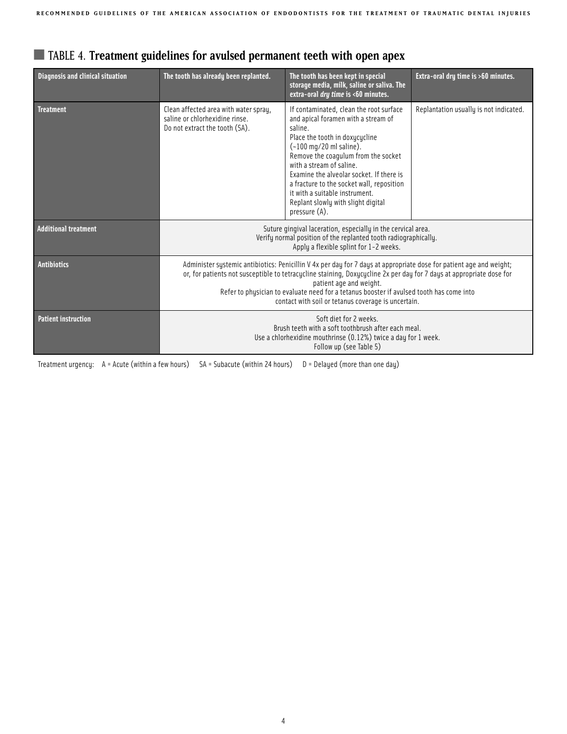## TABLE 4. Treatment guidelines for avulsed permanent teeth with open apex

| Diagnosis and clinical situation | The tooth has already been replanted. | The tooth has been kept in special storage media, milk, saline or saliva. The extra-oral *dry time* is <60 minutes. | Extra-oral dry time is >60 minutes. |
|---|---|---|---|
| **Treatment** | Clean affected area with water spray, saline or chlorhexidine rinse.<br>Do not extract the tooth (SA). | If contaminated, clean the root surface and apical foramen with a stream of saline.<br>Place the tooth in doxycycline (~100 mg/20 ml saline).<br>Remove the coagulum from the socket with a stream of saline.<br>Examine the alveolar socket. If there is a fracture to the socket wall, reposition it with a suitable instrument.<br>Replant slowly with slight digital pressure (A). | Replantation usually is not indicated. |
| **Additional treatment** | Suture gingival laceration, especially in the cervical area.<br>Verify normal position of the replanted tooth radiographically.<br>Apply a flexible splint for 1–2 weeks. | | |
| **Antibiotics** | Administer systemic antibiotics: Penicillin V 4x per day for 7 days at appropriate dose for patient age and weight; or, for patients not susceptible to tetracycline staining, Doxycycline 2x per day for 7 days at appropriate dose for patient age and weight.<br>Refer to physician to evaluate need for a tetanus booster if avulsed tooth has come into contact with soil or tetanus coverage is uncertain. | | |
| **Patient instruction** | Soft diet for 2 weeks.<br>Brush teeth with a soft toothbrush after each meal.<br>Use a chlorhexidine mouthrinse (0.12%) twice a day for 1 week.<br>Follow up (see Table 5) | | |

Treatment urgency: A = Acute (within a few hours) SA = Subacute (within 24 hours) D = Delayed (more than one day)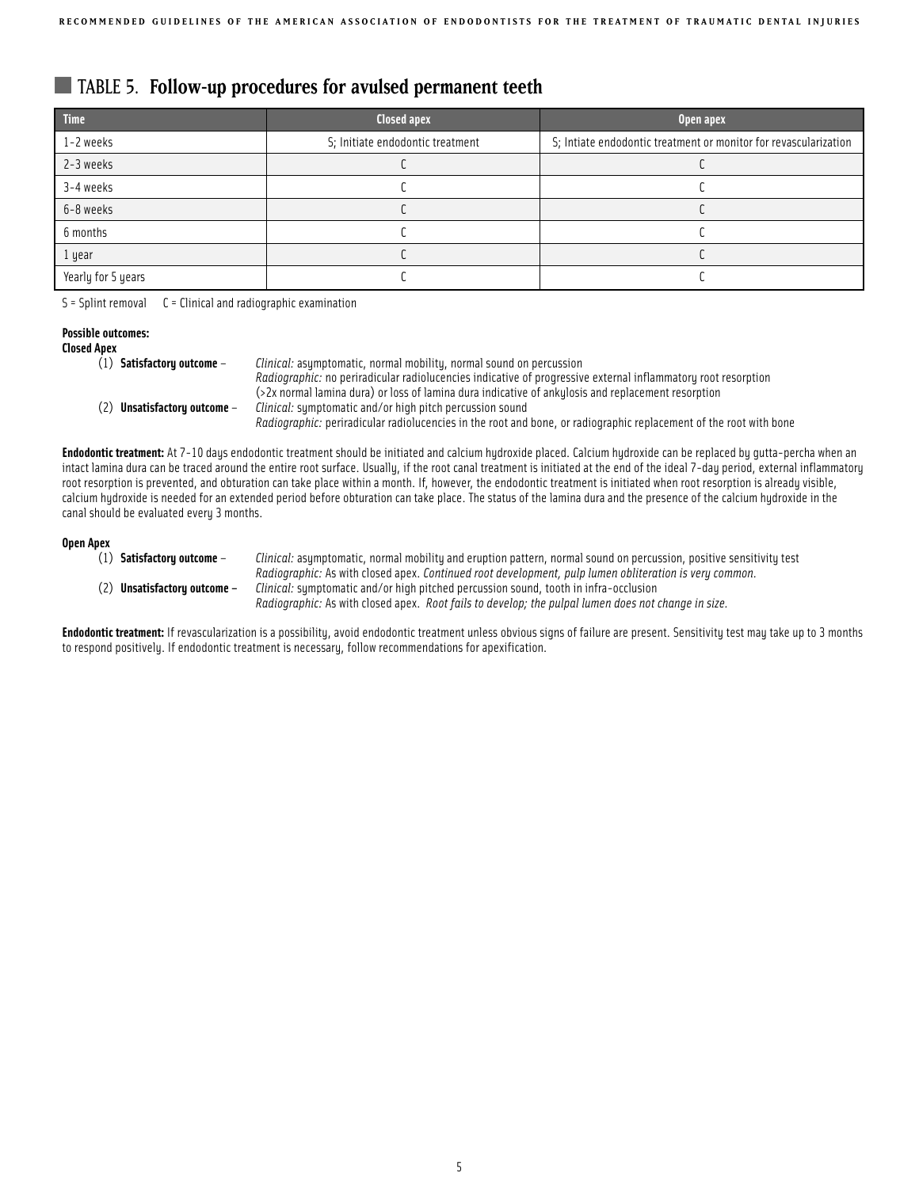## TABLE 5. Follow-up procedures for avulsed permanent teeth

| Time | Closed apex | Open apex |
|---|---|---|
| 1-2 weeks | S; Initiate endodontic treatment | S; Intiate endodontic treatment or monitor for revascularization |
| 2-3 weeks | C | C |
| 3-4 weeks | C | C |
| 6-8 weeks | C | C |
| 6 months | C | C |
| 1 year | C | C |
| Yearly for 5 years | C | C |

S = Splint removal  C = Clinical and radiographic examination

**Possible outcomes:**

**Closed Apex**

(1) **Satisfactory outcome** – *Clinical:* asymptomatic, normal mobility, normal sound on percussion
*Radiographic:* no periradicular radiolucencies indicative of progressive external inflammatory root resorption (>2x normal lamina dura) or loss of lamina dura indicative of ankylosis and replacement resorption

(2) **Unsatisfactory outcome** – *Clinical:* symptomatic and/or high pitch percussion sound
*Radiographic:* periradicular radiolucencies in the root and bone, or radiographic replacement of the root with bone

**Endodontic treatment:** At 7-10 days endodontic treatment should be initiated and calcium hydroxide placed. Calcium hydroxide can be replaced by gutta-percha when an intact lamina dura can be traced around the entire root surface. Usually, if the root canal treatment is initiated at the end of the ideal 7-day period, external inflammatory root resorption is prevented, and obturation can take place within a month. If, however, the endodontic treatment is initiated when root resorption is already visible, calcium hydroxide is needed for an extended period before obturation can take place. The status of the lamina dura and the presence of the calcium hydroxide in the canal should be evaluated every 3 months.

**Open Apex**

(1) **Satisfactory outcome** – *Clinical:* asymptomatic, normal mobility and eruption pattern, normal sound on percussion, positive sensitivity test
*Radiographic:* As with closed apex. *Continued root development, pulp lumen obliteration is very common.*

(2) **Unsatisfactory outcome** – *Clinical:* symptomatic and/or high pitched percussion sound, tooth in infra-occlusion
*Radiographic:* As with closed apex. *Root fails to develop; the pulpal lumen does not change in size.*

**Endodontic treatment:** If revascularization is a possibility, avoid endodontic treatment unless obvious signs of failure are present. Sensitivity test may take up to 3 months to respond positively. If endodontic treatment is necessary, follow recommendations for apexification.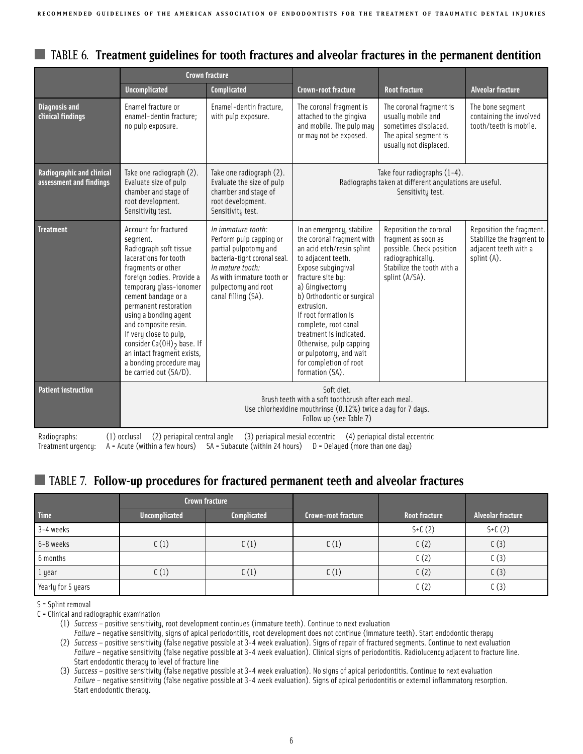## TABLE 6. Treatment guidelines for tooth fractures and alveolar fractures in the permanent dentition

| | Crown fracture | | | | |
|---|---|---|---|---|---|
| | **Uncomplicated** | **Complicated** | **Crown-root fracture** | **Root fracture** | **Alveolar fracture** |
| **Diagnosis and clinical findings** | Enamel fracture or enamel-dentin fracture; no pulp exposure. | Enamel-dentin fracture, with pulp exposure. | The coronal fragment is attached to the gingiva and mobile. The pulp may or may not be exposed. | The coronal fragment is usually mobile and sometimes displaced. The apical segment is usually not displaced. | The bone segment containing the involved tooth/teeth is mobile. |
| **Radiographic and clinical assessment and findings** | Take one radiograph (2). Evaluate size of pulp chamber and stage of root development. Sensitivity test. | Take one radiograph (2). Evaluate the size of pulp chamber and stage of root development. Sensitivity test. | Take four radiographs (1-4). Radiographs taken at different angulations are useful. Sensitivity test. | | |
| **Treatment** | Account for fractured segment. Radiograph soft tissue lacerations for tooth fragments or other foreign bodies. Provide a temporary glass-ionomer cement bandage or a permanent restoration using a bonding agent and composite resin. If very close to pulp, consider $Ca(OH)_2$ base. If an intact fragment exists, a bonding procedure may be carried out (SA/D). | *In immature tooth:* Perform pulp capping or partial pulpotomy and bacteria-tight coronal seal. *In mature tooth:* As with immature tooth or pulpectomy and root canal filling (SA). | In an emergency, stabilize the coronal fragment with an acid etch/resin splint to adjacent teeth. Expose subgingival fracture site by: a) Gingivectomy b) Orthodontic or surgical extrusion. If root formation is complete, root canal treatment is indicated. Otherwise, pulp capping or pulpotomy, and wait for completion of root formation (SA). | Reposition the coronal fragment as soon as possible. Check position radiographically. Stabilize the tooth with a splint (A/SA). | Reposition the fragment. Stabilize the fragment to adjacent teeth with a splint (A). |
| **Patient instruction** | Soft diet. Brush teeth with a soft toothbrush after each meal. Use chlorhexidine mouthrinse (0.12%) twice a day for 7 days. Follow up (see Table 7) | | | | |

Radiographs: (1) occlusal (2) periapical central angle (3) periapical mesial eccentric (4) periapical distal eccentric
Treatment urgency: A = Acute (within a few hours) SA = Subacute (within 24 hours) D = Delayed (more than one day)

## TABLE 7. Follow-up procedures for fractured permanent teeth and alveolar fractures

| | Crown fracture | | | | |
|---|---|---|---|---|---|
| **Time** | **Uncomplicated** | **Complicated** | **Crown-root fracture** | **Root fracture** | **Alveolar fracture** |
| 3-4 weeks | | | | S+C (2) | S+C (2) |
| 6-8 weeks | C (1) | C (1) | C (1) | C (2) | C (3) |
| 6 months | | | | C (2) | C (3) |
| 1 year | C (1) | C (1) | C (1) | C (2) | C (3) |
| Yearly for 5 years | | | | C (2) | C (3) |

S = Splint removal
C = Clinical and radiographic examination

(1) *Success* – positive sensitivity, root development continues (immature teeth). Continue to next evaluation
*Failure* – negative sensitivity, signs of apical periodontitis, root development does not continue (immature teeth). Start endodontic therapy

(2) *Success* – positive sensitivity (false negative possible at 3-4 week evaluation). Signs of repair of fractured segments. Continue to next evaluation
*Failure* – negative sensitivity (false negative possible at 3-4 week evaluation). Clinical signs of periodontitis. Radiolucency adjacent to fracture line. Start endodontic therapy to level of fracture line

(3) *Success* – positive sensitivity (false negative possible at 3-4 week evaluation). No signs of apical periodontitis. Continue to next evaluation
*Failure* – negative sensitivity (false negative possible at 3-4 week evaluation). Signs of apical periodontitis or external inflammatory resorption. Start endodontic therapy.